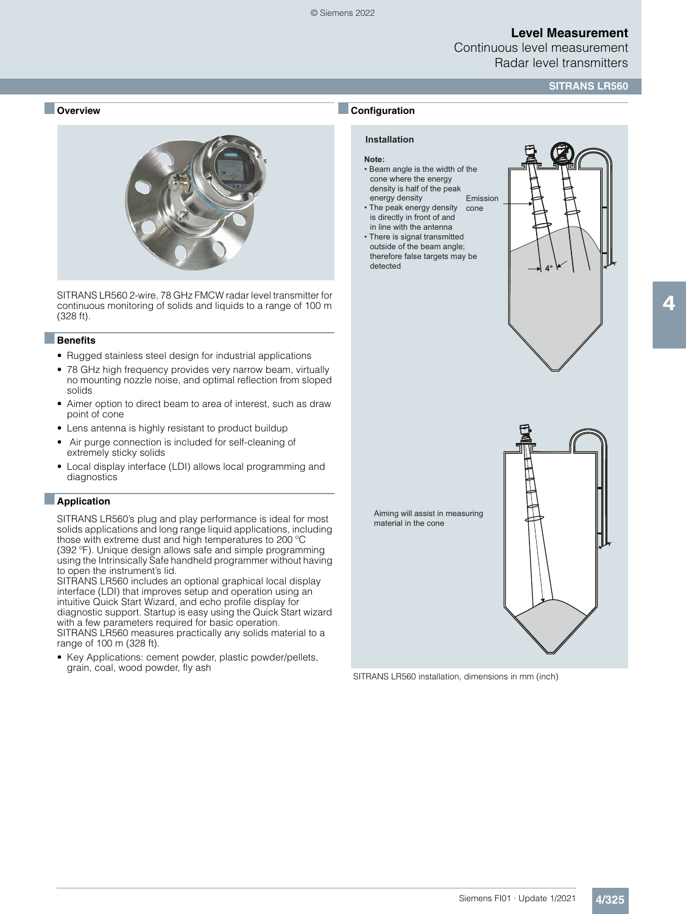## Overview

SITRANS LR560 2-wire, 78 GHz FMCW radar level transmitter for continuous monitoring of solids and liquids to a range of 100 m (328 ft).

## Benefits

- Rugged stainless steel design for industrial applications
- 78 GHz high frequency provides very narrow beam, virtually no mounting nozzle noise, and optimal reflection from sloped solids
- Aimer option to direct beam to area of interest, such as draw point of cone
- Lens antenna is highly resistant to product buildup
- Air purge connection is included for self-cleaning of extremely sticky solids
- Local display interface (LDI) allows local programming and diagnostics

## Application

SITRANS LR560's plug and play performance is ideal for most solids applications and long range liquid applications, including those with extreme dust and high temperatures to 200 °C (392 °F). Unique design allows safe and simple programming using the Intrinsically Safe handheld programmer without having to open the instrument's lid.
SITRANS LR560 includes an optional graphical local display interface (LDI) that improves setup and operation using an intuitive Quick Start Wizard, and echo profile display for diagnostic support. Startup is easy using the Quick Start wizard with a few parameters required for basic operation.
SITRANS LR560 measures practically any solids material to a range of 100 m (328 ft).

- Key Applications: cement powder, plastic powder/pellets, grain, coal, wood powder, fly ash

## Configuration

### Installation

**Note:**
- Beam angle is the width of the cone where the energy density is half of the peak energy density
- The peak energy density is directly in front of and in line with the antenna
- There is signal transmitted outside of the beam angle; therefore false targets may be detected

Emission cone

4°

Aiming will assist in measuring material in the cone

SITRANS LR560 installation, dimensions in mm (inch)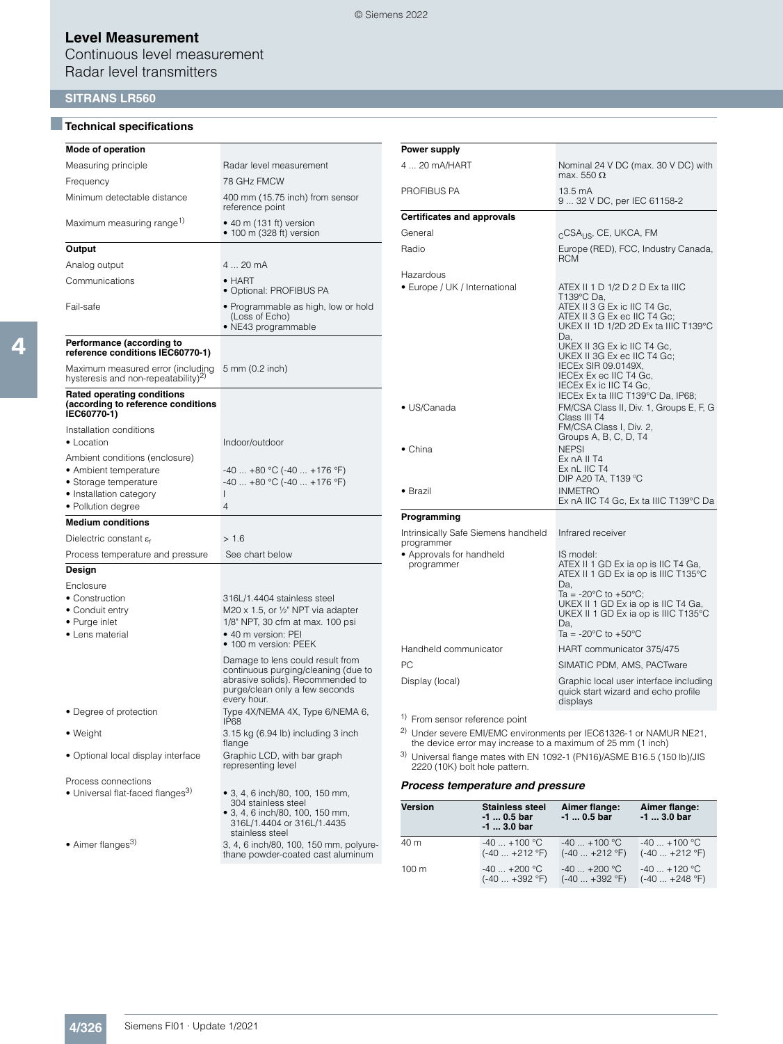# Level Measurement

Continuous level measurement

Radar level transmitters

## SITRANS LR560

### Technical specifications

| **Mode of operation** | |
|---|---|
| Measuring principle | Radar level measurement |
| Frequency | 78 GHz FMCW |
| Minimum detectable distance | 400 mm (15.75 inch) from sensor reference point |
| Maximum measuring range[1] | • 40 m (131 ft) version<br>• 100 m (328 ft) version |
| **Output** | |
| Analog output | 4 ... 20 mA |
| Communications | • HART<br>• Optional: PROFIBUS PA |
| Fail-safe | • Programmable as high, low or hold (Loss of Echo)<br>• NE43 programmable |
| **Performance (according to reference conditions IEC60770-1)** | |
| Maximum measured error (including hysteresis and non-repeatability)[2] | 5 mm (0.2 inch) |
| **Rated operating conditions (according to reference conditions IEC60770-1)** | |
| Installation conditions | |
| • Location | Indoor/outdoor |
| Ambient conditions (enclosure) | |
| • Ambient temperature | -40 ... +80 °C (-40 ... +176 °F) |
| • Storage temperature | -40 ... +80 °C (-40 ... +176 °F) |
| • Installation category | I |
| • Pollution degree | 4 |
| **Medium conditions** | |
| Dielectric constant $\varepsilon_r$ | > 1.6 |
| Process temperature and pressure | See chart below |
| **Design** | |
| Enclosure | |
| • Construction | 316L/1.4404 stainless steel |
| • Conduit entry | M20 x 1.5, or ½" NPT via adapter |
| • Purge inlet | 1/8" NPT, 30 cfm at max. 100 psi |
| • Lens material | • 40 m version: PEI<br>• 100 m version: PEEK<br><br>Damage to lens could result from continuous purging/cleaning (due to abrasive solids). Recommended to purge/clean only a few seconds every hour. |
| • Degree of protection | Type 4X/NEMA 4X, Type 6/NEMA 6, IP68 |
| • Weight | 3.15 kg (6.94 lb) including 3 inch flange |
| • Optional local display interface | Graphic LCD, with bar graph representing level |
| Process connections | |
| • Universal flat-faced flanges[3] | • 3, 4, 6 inch/80, 100, 150 mm, 304 stainless steel<br>• 3, 4, 6 inch/80, 100, 150 mm, 316L/1.4404 or 316L/1.4435 stainless steel |
| • Aimer flanges[3] | 3, 4, 6 inch/80, 100, 150 mm, polyurethane powder-coated cast aluminum |

| **Power supply** | |
|---|---|
| 4 ... 20 mA/HART | Nominal 24 V DC (max. 30 V DC) with max. 550 Ω |
| PROFIBUS PA | 13.5 mA<br>9 ... 32 V DC, per IEC 61158-2 |
| **Certificates and approvals** | |
| General | $_C$CSA$_{US}$, CE, UKCA, FM |
| Radio | Europe (RED), FCC, Industry Canada, RCM |
| Hazardous | |
| • Europe / UK / International | ATEX II 1 D 1/2 D 2 D Ex ta IIIC T139°C Da,<br>ATEX II 3 G Ex ic IIC T4 Gc,<br>ATEX II 3 G Ex ec IIC T4 Gc;<br>UKEX II 1D 1/2D 2D Ex ta IIIC T139°C Da,<br>UKEX II 3G Ex ic IIC T4 Gc,<br>UKEX II 3G Ex ec IIC T4 Gc;<br>IECEx SIR 09.0149X,<br>IECEx Ex ec IIC T4 Gc,<br>IECEx Ex ic IIC T4 Gc,<br>IECEx Ex ta IIIC T139°C Da, IP68; |
| • US/Canada | FM/CSA Class II, Div. 1, Groups E, F, G Class III T4<br>FM/CSA Class I, Div. 2, Groups A, B, C, D, T4 |
| • China | NEPSI<br>Ex nA II T4<br>Ex nL IIC T4<br>DIP A20 TA, T139 °C |
| • Brazil | INMETRO<br>Ex nA IIC T4 Gc, Ex ta IIIC T139°C Da |
| **Programming** | |
| Intrinsically Safe Siemens handheld programmer | Infrared receiver |
| • Approvals for handheld programmer | IS model:<br>ATEX II 1 GD Ex ia op is IIC T4 Ga,<br>ATEX II 1 GD Ex ia op is IIIC T135°C Da,<br>Ta = -20°C to +50°C;<br>UKEX II 1 GD Ex ia op is IIC T4 Ga,<br>UKEX II 1 GD Ex ia op is IIIC T135°C Da,<br>Ta = -20°C to +50°C |
| Handheld communicator | HART communicator 375/475 |
| PC | SIMATIC PDM, AMS, PACTware |
| Display (local) | Graphic local user interface including quick start wizard and echo profile displays |

[1] From sensor reference point

[2] Under severe EMI/EMC environments per IEC61326-1 or NAMUR NE21, the device error may increase to a maximum of 25 mm (1 inch)

[3] Universal flange mates with EN 1092-1 (PN16)/ASME B16.5 (150 lb)/JIS 2220 (10K) bolt hole pattern.

### *Process temperature and pressure*

| Version | Stainless steel -1 ... 0.5 bar -1 ... 3.0 bar | Aimer flange: -1 ... 0.5 bar | Aimer flange: -1 ... 3.0 bar |
|---|---|---|---|
| 40 m | -40 ... +100 °C (-40 ... +212 °F) | -40 ... +100 °C (-40 ... +212 °F) | -40 ... +100 °C (-40 ... +212 °F) |
| 100 m | -40 ... +200 °C (-40 ... +392 °F) | -40 ... +200 °C (-40 ... +392 °F) | -40 ... +120 °C (-40 ... +248 °F) |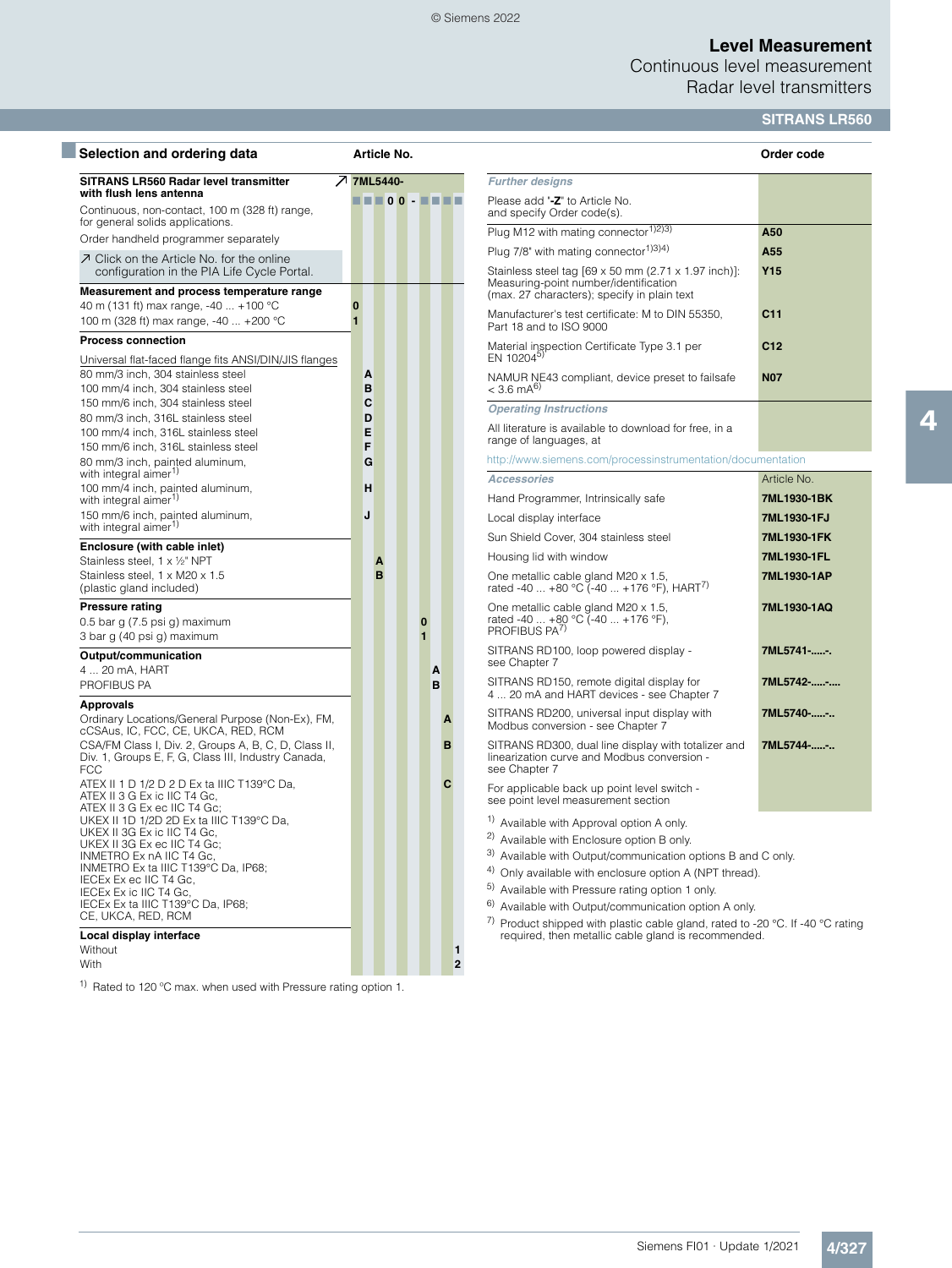## Selection and ordering data

| Selection and ordering data | Article No. |
|---|---|
| **SITRANS LR560 Radar level transmitter with flush lens antenna** | **7ML5440-** |
| Continuous, non-contact, 100 m (328 ft) range, for general solids applications. | ■ ■ ■ 0 0 - ■ ■ ■ ■ |
| Order handheld programmer separately | |
| ↗ Click on the Article No. for the online configuration in the PIA Life Cycle Portal. | |
| **Measurement and process temperature range** | |
| 40 m (131 ft) max range, -40 ... +100 °C | 0 |
| 100 m (328 ft) max range, -40 ... +200 °C | 1 |
| **Process connection** | |
| Universal flat-faced flange fits ANSI/DIN/JIS flanges | |
| 80 mm/3 inch, 304 stainless steel | A |
| 100 mm/4 inch, 304 stainless steel | B |
| 150 mm/6 inch, 304 stainless steel | C |
| 80 mm/3 inch, 316L stainless steel | D |
| 100 mm/4 inch, 316L stainless steel | E |
| 150 mm/6 inch, 316L stainless steel | F |
| 80 mm/3 inch, painted aluminum, with integral aimer[1] | G |
| 100 mm/4 inch, painted aluminum, with integral aimer[1] | H |
| 150 mm/6 inch, painted aluminum, with integral aimer[1] | J |
| **Enclosure (with cable inlet)** | |
| Stainless steel, 1 x ½" NPT | A |
| Stainless steel, 1 x M20 x 1.5 (plastic gland included) | B |
| **Pressure rating** | |
| 0.5 bar g (7.5 psi g) maximum | 0 |
| 3 bar g (40 psi g) maximum | 1 |
| **Output/communication** | |
| 4 ... 20 mA, HART | A |
| PROFIBUS PA | B |
| **Approvals** | |
| Ordinary Locations/General Purpose (Non-Ex), FM, cCSAus, IC, FCC, CE, UKCA, RED, RCM | A |
| CSA/FM Class I, Div. 2, Groups A, B, C, D, Class II, Div. 1, Groups E, F, G, Class III, Industry Canada, FCC | B |
| ATEX II 1 D 1/2 D 2 D Ex ta IIIC T139°C Da, ATEX II 3 G Ex ic IIC T4 Gc, ATEX II 3 G Ex ec IIC T4 Gc; UKEX II 1D 1/2D 2D Ex ta IIIC T139°C Da, UKEX II 3G Ex ic IIC T4 Gc, UKEX II 3G Ex ec IIC T4 Gc; INMETRO Ex nA IIC T4 Gc, INMETRO Ex ta IIIC T139°C Da, IP68; IECEx Ex ec IIC T4 Gc, IECEx Ex ic IIC T4 Gc, IECEx Ex ta IIIC T139°C Da, IP68; CE, UKCA, RED, RCM | C |
| **Local display interface** | |
| Without | 1 |
| With | 2 |

[1] Rated to 120 °C max. when used with Pressure rating option 1.

| | Order code |
|---|---|
| ***Further designs*** | |
| Please add "**-Z**" to Article No. and specify Order code(s). | |
| Plug M12 with mating connector[1)2)3)] | **A50** |
| Plug 7/8" with mating connector[1)3)4)] | **A55** |
| Stainless steel tag [69 x 50 mm (2.71 x 1.97 inch)]: Measuring-point number/identification (max. 27 characters); specify in plain text | **Y15** |
| Manufacturer's test certificate: M to DIN 55350, Part 18 and to ISO 9000 | **C11** |
| Material inspection Certificate Type 3.1 per EN 10204[5] | **C12** |
| NAMUR NE43 compliant, device preset to failsafe < 3.6 mA[6] | **N07** |
| ***Operating Instructions*** | |
| All literature is available to download for free, in a range of languages, at | |
| http://www.siemens.com/processinstrumentation/documentation | |
| ***Accessories*** | Article No. |
| Hand Programmer, Intrinsically safe | **7ML1930-1BK** |
| Local display interface | **7ML1930-1FJ** |
| Sun Shield Cover, 304 stainless steel | **7ML1930-1FK** |
| Housing lid with window | **7ML1930-1FL** |
| One metallic cable gland M20 x 1.5, rated -40 ... +80 °C (-40 ... +176 °F), HART[7] | **7ML1930-1AP** |
| One metallic cable gland M20 x 1.5, rated -40 ... +80 °C (-40 ... +176 °F), PROFIBUS PA[7] | **7ML1930-1AQ** |
| SITRANS RD100, loop powered display - see Chapter 7 | **7ML5741-.....-.** |
| SITRANS RD150, remote digital display for 4 ... 20 mA and HART devices - see Chapter 7 | **7ML5742-.....-....** |
| SITRANS RD200, universal input display with Modbus conversion - see Chapter 7 | **7ML5740-.....-..** |
| SITRANS RD300, dual line display with totalizer and linearization curve and Modbus conversion - see Chapter 7 | **7ML5744-.....-..** |
| For applicable back up point level switch - see point level measurement section | |

[1] Available with Approval option A only.

[2] Available with Enclosure option B only.

[3] Available with Output/communication options B and C only.

[4] Only available with enclosure option A (NPT thread).

[5] Available with Pressure rating option 1 only.

[6] Available with Output/communication option A only.

[7] Product shipped with plastic cable gland, rated to -20 °C. If -40 °C rating required, then metallic cable gland is recommended.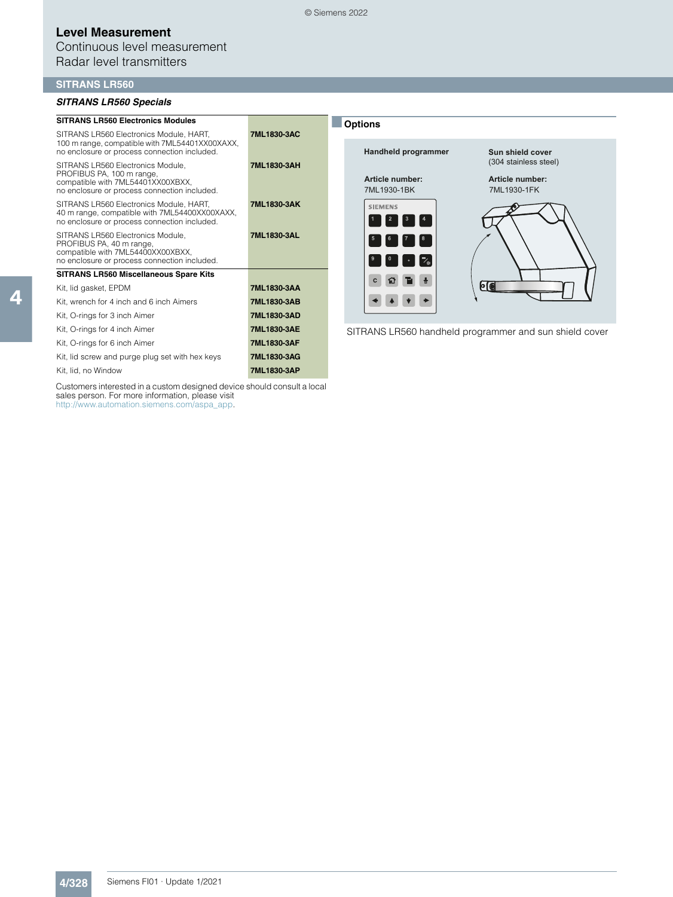# Level Measurement

Continuous level measurement

Radar level transmitters

## SITRANS LR560

### *SITRANS LR560 Specials*

| SITRANS LR560 Electronics Modules | |
|---|---|
| SITRANS LR560 Electronics Module, HART, 100 m range, compatible with 7ML54401XX00XAXX, no enclosure or process connection included. | **7ML1830-3AC** |
| SITRANS LR560 Electronics Module, PROFIBUS PA, 100 m range, compatible with 7ML54401XX00XBXX, no enclosure or process connection included. | **7ML1830-3AH** |
| SITRANS LR560 Electronics Module, HART, 40 m range, compatible with 7ML54400XX00XAXX, no enclosure or process connection included. | **7ML1830-3AK** |
| SITRANS LR560 Electronics Module, PROFIBUS PA, 40 m range, compatible with 7ML54400XX00XBXX, no enclosure or process connection included. | **7ML1830-3AL** |
| **SITRANS LR560 Miscellaneous Spare Kits** | |
| Kit, lid gasket, EPDM | **7ML1830-3AA** |
| Kit, wrench for 4 inch and 6 inch Aimers | **7ML1830-3AB** |
| Kit, O-rings for 3 inch Aimer | **7ML1830-3AD** |
| Kit, O-rings for 4 inch Aimer | **7ML1830-3AE** |
| Kit, O-rings for 6 inch Aimer | **7ML1830-3AF** |
| Kit, lid screw and purge plug set with hex keys | **7ML1830-3AG** |
| Kit, lid, no Window | **7ML1830-3AP** |

Customers interested in a custom designed device should consult a local sales person. For more information, please visit http://www.automation.siemens.com/aspa_app.

### Options

| Handheld programmer | Sun shield cover (304 stainless steel) |
|---|---|
| **Article number:** 7ML1930-1BK | **Article number:** 7ML1930-1FK |

SITRANS LR560 handheld programmer and sun shield cover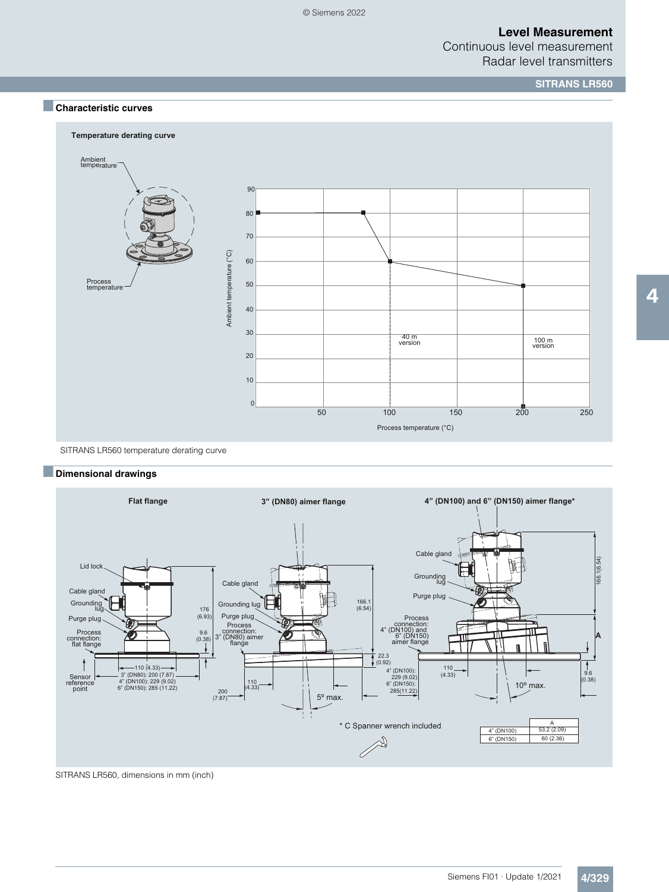## Characteristic curves

SITRANS LR560 temperature derating curve

## Dimensional drawings

SITRANS LR560, dimensions in mm (inch)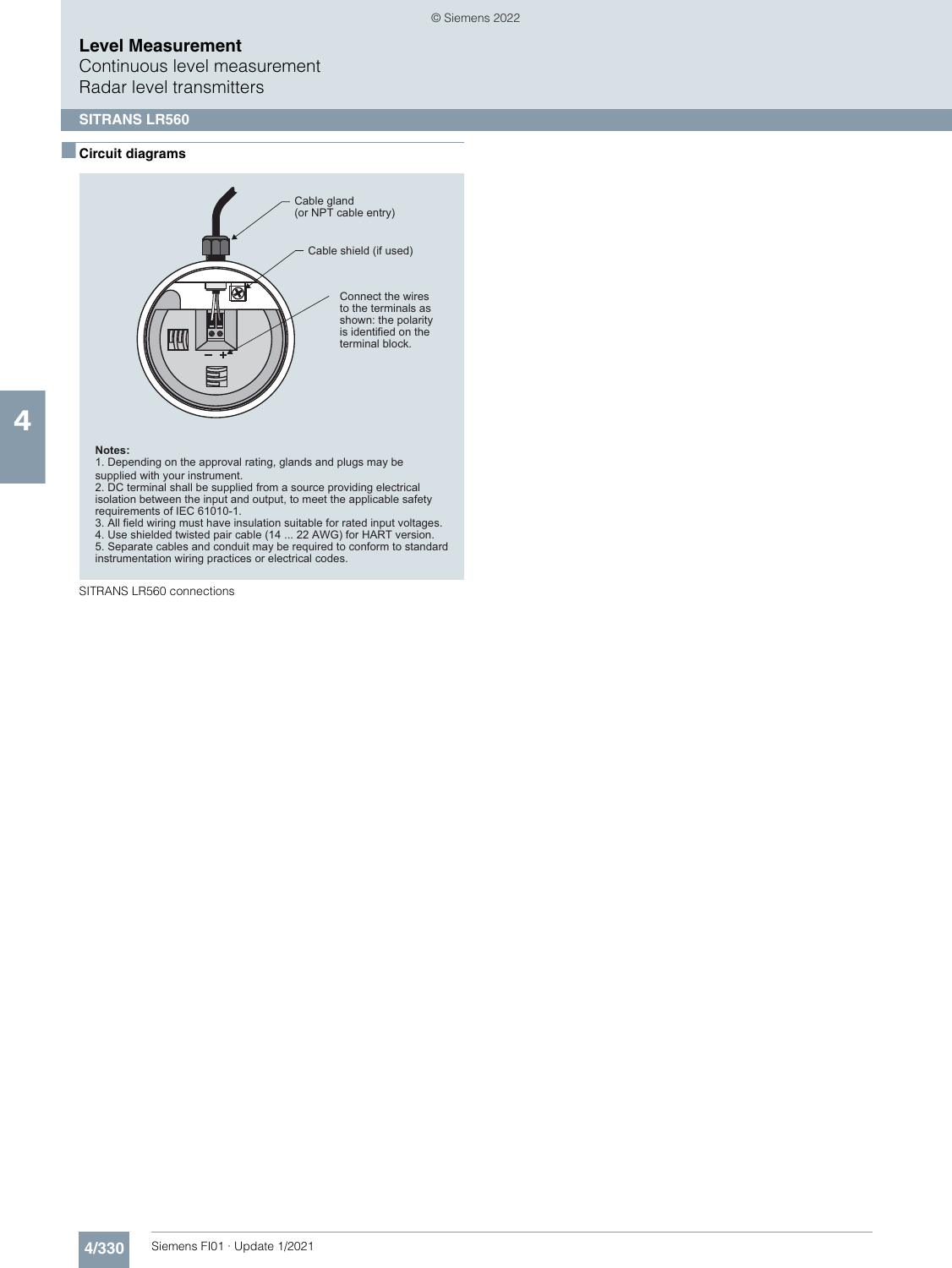## Circuit diagrams

Cable gland
(or NPT cable entry)

Cable shield (if used)

Connect the wires to the terminals as shown: the polarity is identified on the terminal block.

**Notes:**
1. Depending on the approval rating, glands and plugs may be supplied with your instrument.
2. DC terminal shall be supplied from a source providing electrical isolation between the input and output, to meet the applicable safety requirements of IEC 61010-1.
3. All field wiring must have insulation suitable for rated input voltages.
4. Use shielded twisted pair cable (14 ... 22 AWG) for HART version.
5. Separate cables and conduit may be required to conform to standard instrumentation wiring practices or electrical codes.

SITRANS LR560 connections